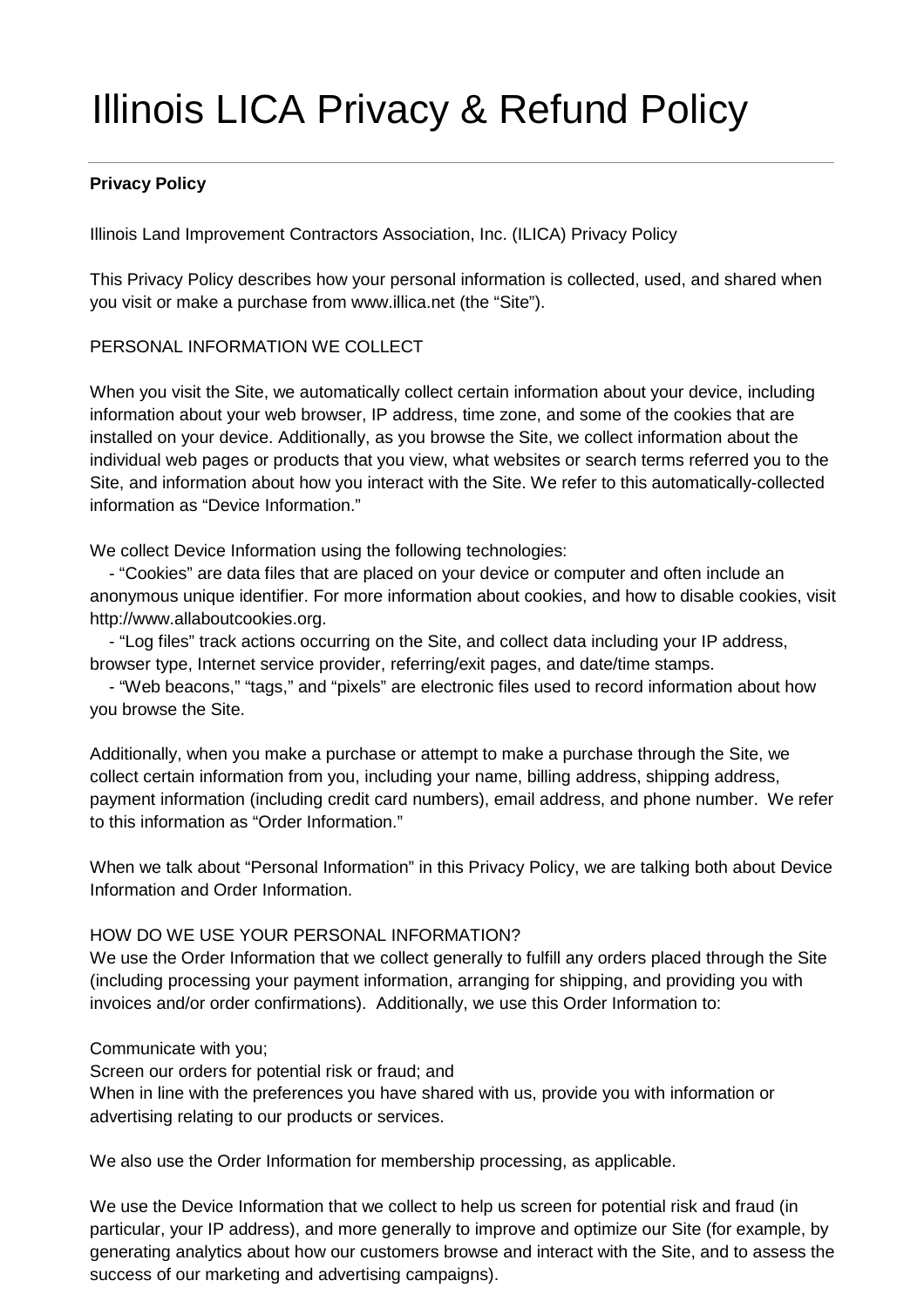# Illinois LICA Privacy & Refund Policy

**Privacy Policy**

Illinois Land Improvement Contractors Association, Inc. (ILICA) Privacy Policy

This Privacy Policy describes how your personal information is collected, used, and shared when you visit or make a purchase from www.illica.net (the "Site").

PERSONAL INFORMATION WE COLLECT

When you visit the Site, we automatically collect certain information about your device, including information about your web browser, IP address, time zone, and some of the cookies that are installed on your device. Additionally, as you browse the Site, we collect information about the individual web pages or products that you view, what websites or search terms referred you to the Site, and information about how you interact with the Site. We refer to this automatically-collected information as "Device Information."

We collect Device Information using the following technologies:

- "Cookies" are data files that are placed on your device or computer and often include an anonymous unique identifier. For more information about cookies, and how to disable cookies, visit http://www.allaboutcookies.org.
- "Log files" track actions occurring on the Site, and collect data including your IP address, browser type, Internet service provider, referring/exit pages, and date/time stamps.
- "Web beacons," "tags," and "pixels" are electronic files used to record information about how you browse the Site.

Additionally, when you make a purchase or attempt to make a purchase through the Site, we collect certain information from you, including your name, billing address, shipping address, payment information (including credit card numbers), email address, and phone number. We refer to this information as "Order Information."

When we talk about "Personal Information" in this Privacy Policy, we are talking both about Device Information and Order Information.

HOW DO WE USE YOUR PERSONAL INFORMATION?

We use the Order Information that we collect generally to fulfill any orders placed through the Site (including processing your payment information, arranging for shipping, and providing you with invoices and/or order confirmations). Additionally, we use this Order Information to:

Communicate with you;
Screen our orders for potential risk or fraud; and
When in line with the preferences you have shared with us, provide you with information or advertising relating to our products or services.

We also use the Order Information for membership processing, as applicable.

We use the Device Information that we collect to help us screen for potential risk and fraud (in particular, your IP address), and more generally to improve and optimize our Site (for example, by generating analytics about how our customers browse and interact with the Site, and to assess the success of our marketing and advertising campaigns).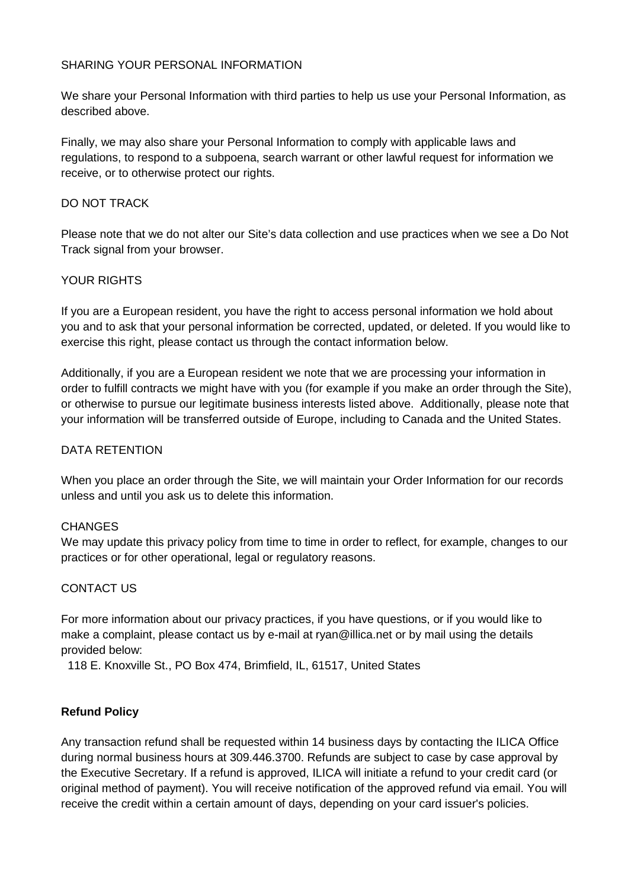SHARING YOUR PERSONAL INFORMATION

We share your Personal Information with third parties to help us use your Personal Information, as described above.

Finally, we may also share your Personal Information to comply with applicable laws and regulations, to respond to a subpoena, search warrant or other lawful request for information we receive, or to otherwise protect our rights.

DO NOT TRACK

Please note that we do not alter our Site's data collection and use practices when we see a Do Not Track signal from your browser.

YOUR RIGHTS

If you are a European resident, you have the right to access personal information we hold about you and to ask that your personal information be corrected, updated, or deleted. If you would like to exercise this right, please contact us through the contact information below.

Additionally, if you are a European resident we note that we are processing your information in order to fulfill contracts we might have with you (for example if you make an order through the Site), or otherwise to pursue our legitimate business interests listed above. Additionally, please note that your information will be transferred outside of Europe, including to Canada and the United States.

DATA RETENTION

When you place an order through the Site, we will maintain your Order Information for our records unless and until you ask us to delete this information.

CHANGES

We may update this privacy policy from time to time in order to reflect, for example, changes to our practices or for other operational, legal or regulatory reasons.

CONTACT US

For more information about our privacy practices, if you have questions, or if you would like to make a complaint, please contact us by e-mail at ryan@illica.net or by mail using the details provided below:

118 E. Knoxville St., PO Box 474, Brimfield, IL, 61517, United States

**Refund Policy**

Any transaction refund shall be requested within 14 business days by contacting the ILICA Office during normal business hours at 309.446.3700. Refunds are subject to case by case approval by the Executive Secretary. If a refund is approved, ILICA will initiate a refund to your credit card (or original method of payment). You will receive notification of the approved refund via email. You will receive the credit within a certain amount of days, depending on your card issuer's policies.